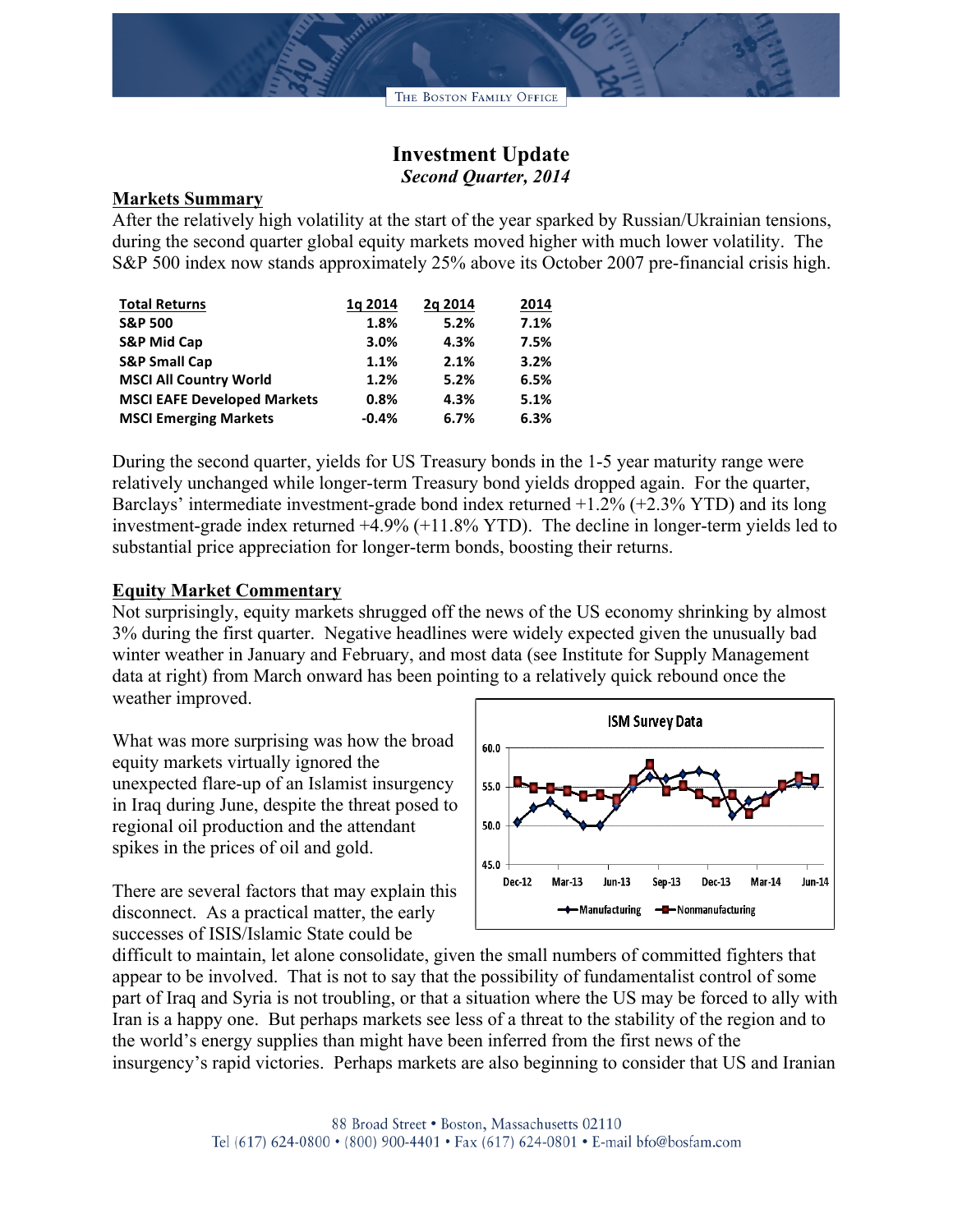# Investment Update

*Second Quarter, 2014*

## Markets Summary

After the relatively high volatility at the start of the year sparked by Russian/Ukrainian tensions, during the second quarter global equity markets moved higher with much lower volatility. The S&P 500 index now stands approximately 25% above its October 2007 pre-financial crisis high.

| Total Returns | 1q 2014 | 2q 2014 | 2014 |
|---|---|---|---|
| S&P 500 | 1.8% | 5.2% | 7.1% |
| S&P Mid Cap | 3.0% | 4.3% | 7.5% |
| S&P Small Cap | 1.1% | 2.1% | 3.2% |
| MSCI All Country World | 1.2% | 5.2% | 6.5% |
| MSCI EAFE Developed Markets | 0.8% | 4.3% | 5.1% |
| MSCI Emerging Markets | -0.4% | 6.7% | 6.3% |

During the second quarter, yields for US Treasury bonds in the 1-5 year maturity range were relatively unchanged while longer-term Treasury bond yields dropped again. For the quarter, Barclays' intermediate investment-grade bond index returned +1.2% (+2.3% YTD) and its long investment-grade index returned +4.9% (+11.8% YTD). The decline in longer-term yields led to substantial price appreciation for longer-term bonds, boosting their returns.

## Equity Market Commentary

Not surprisingly, equity markets shrugged off the news of the US economy shrinking by almost 3% during the first quarter. Negative headlines were widely expected given the unusually bad winter weather in January and February, and most data (see Institute for Supply Management data at right) from March onward has been pointing to a relatively quick rebound once the weather improved.

What was more surprising was how the broad equity markets virtually ignored the unexpected flare-up of an Islamist insurgency in Iraq during June, despite the threat posed to regional oil production and the attendant spikes in the prices of oil and gold.

ISM Survey Data

There are several factors that may explain this disconnect. As a practical matter, the early successes of ISIS/Islamic State could be difficult to maintain, let alone consolidate, given the small numbers of committed fighters that appear to be involved. That is not to say that the possibility of fundamentalist control of some part of Iraq and Syria is not troubling, or that a situation where the US may be forced to ally with Iran is a happy one. But perhaps markets see less of a threat to the stability of the region and to the world's energy supplies than might have been inferred from the first news of the insurgency's rapid victories. Perhaps markets are also beginning to consider that US and Iranian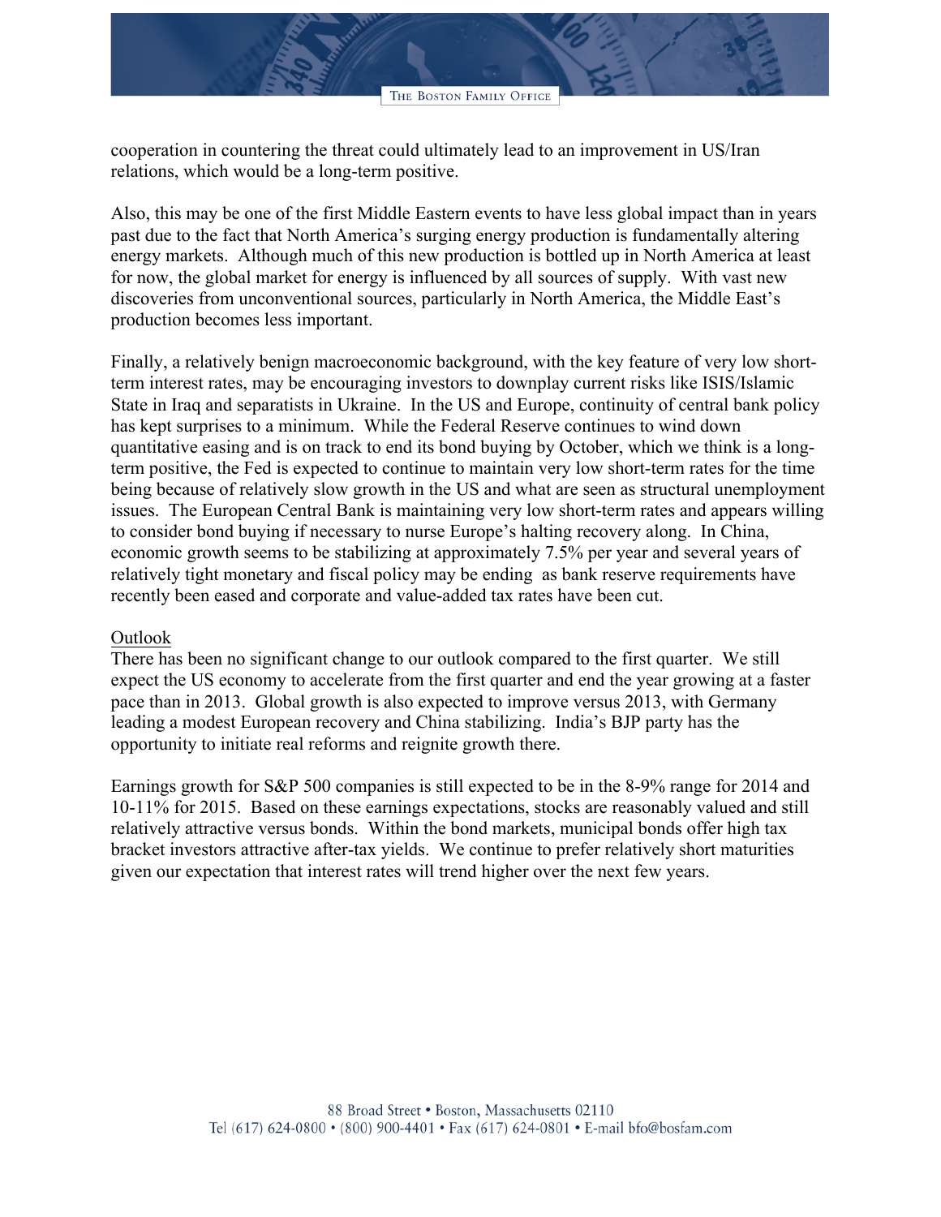cooperation in countering the threat could ultimately lead to an improvement in US/Iran relations, which would be a long-term positive.

Also, this may be one of the first Middle Eastern events to have less global impact than in years past due to the fact that North America's surging energy production is fundamentally altering energy markets. Although much of this new production is bottled up in North America at least for now, the global market for energy is influenced by all sources of supply. With vast new discoveries from unconventional sources, particularly in North America, the Middle East's production becomes less important.

Finally, a relatively benign macroeconomic background, with the key feature of very low short-term interest rates, may be encouraging investors to downplay current risks like ISIS/Islamic State in Iraq and separatists in Ukraine. In the US and Europe, continuity of central bank policy has kept surprises to a minimum. While the Federal Reserve continues to wind down quantitative easing and is on track to end its bond buying by October, which we think is a long-term positive, the Fed is expected to continue to maintain very low short-term rates for the time being because of relatively slow growth in the US and what are seen as structural unemployment issues. The European Central Bank is maintaining very low short-term rates and appears willing to consider bond buying if necessary to nurse Europe's halting recovery along. In China, economic growth seems to be stabilizing at approximately 7.5% per year and several years of relatively tight monetary and fiscal policy may be ending as bank reserve requirements have recently been eased and corporate and value-added tax rates have been cut.

Outlook

There has been no significant change to our outlook compared to the first quarter. We still expect the US economy to accelerate from the first quarter and end the year growing at a faster pace than in 2013. Global growth is also expected to improve versus 2013, with Germany leading a modest European recovery and China stabilizing. India's BJP party has the opportunity to initiate real reforms and reignite growth there.

Earnings growth for S&P 500 companies is still expected to be in the 8-9% range for 2014 and 10-11% for 2015. Based on these earnings expectations, stocks are reasonably valued and still relatively attractive versus bonds. Within the bond markets, municipal bonds offer high tax bracket investors attractive after-tax yields. We continue to prefer relatively short maturities given our expectation that interest rates will trend higher over the next few years.